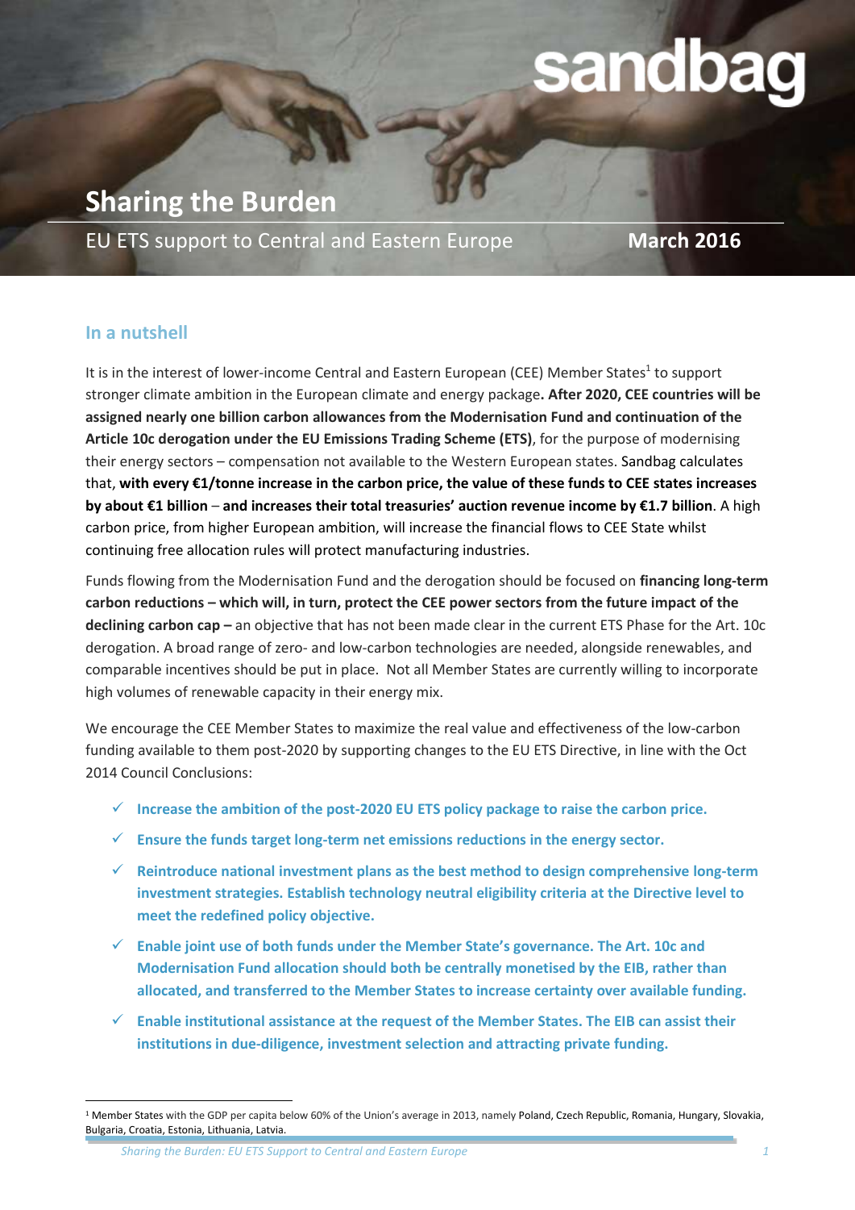sandbag

# Sharing the Burden

EU ETS support to Central and Eastern Europe

**March 2016**

## In a nutshell

It is in the interest of lower-income Central and Eastern European (CEE) Member States[1] to support stronger climate ambition in the European climate and energy package**. After 2020, CEE countries will be assigned nearly one billion carbon allowances from the Modernisation Fund and continuation of the Article 10c derogation under the EU Emissions Trading Scheme (ETS)**, for the purpose of modernising their energy sectors – compensation not available to the Western European states. Sandbag calculates that, **with every €1/tonne increase in the carbon price, the value of these funds to CEE states increases by about €1 billion** – **and increases their total treasuries' auction revenue income by €1.7 billion**. A high carbon price, from higher European ambition, will increase the financial flows to CEE State whilst continuing free allocation rules will protect manufacturing industries.

Funds flowing from the Modernisation Fund and the derogation should be focused on **financing long-term carbon reductions – which will, in turn, protect the CEE power sectors from the future impact of the declining carbon cap –** an objective that has not been made clear in the current ETS Phase for the Art. 10c derogation. A broad range of zero- and low-carbon technologies are needed, alongside renewables, and comparable incentives should be put in place. Not all Member States are currently willing to incorporate high volumes of renewable capacity in their energy mix.

We encourage the CEE Member States to maximize the real value and effectiveness of the low-carbon funding available to them post-2020 by supporting changes to the EU ETS Directive, in line with the Oct 2014 Council Conclusions:

- ✓ **Increase the ambition of the post-2020 EU ETS policy package to raise the carbon price.**
- ✓ **Ensure the funds target long-term net emissions reductions in the energy sector.**
- ✓ **Reintroduce national investment plans as the best method to design comprehensive long-term investment strategies. Establish technology neutral eligibility criteria at the Directive level to meet the redefined policy objective.**
- ✓ **Enable joint use of both funds under the Member State's governance. The Art. 10c and Modernisation Fund allocation should both be centrally monetised by the EIB, rather than allocated, and transferred to the Member States to increase certainty over available funding.**
- ✓ **Enable institutional assistance at the request of the Member States. The EIB can assist their institutions in due-diligence, investment selection and attracting private funding.**

[1] Member States with the GDP per capita below 60% of the Union's average in 2013, namely Poland, Czech Republic, Romania, Hungary, Slovakia, Bulgaria, Croatia, Estonia, Lithuania, Latvia.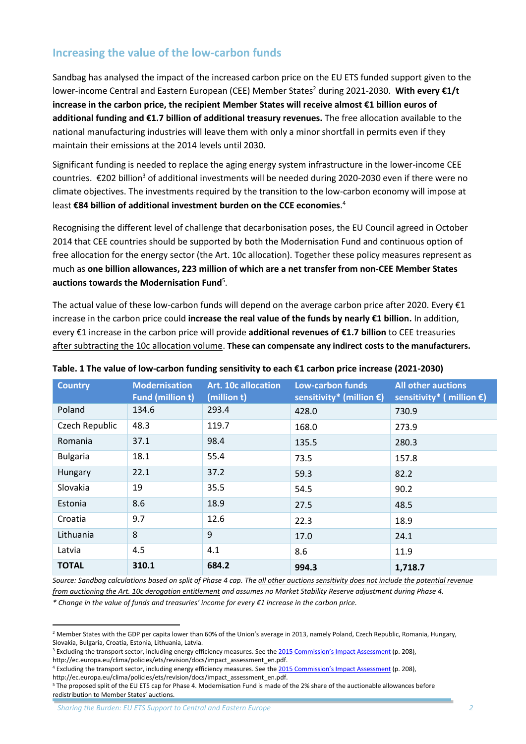## Increasing the value of the low-carbon funds

Sandbag has analysed the impact of the increased carbon price on the EU ETS funded support given to the lower-income Central and Eastern European (CEE) Member States[2] during 2021-2030. **With every €1/t increase in the carbon price, the recipient Member States will receive almost €1 billion euros of additional funding and €1.7 billion of additional treasury revenues.** The free allocation available to the national manufacturing industries will leave them with only a minor shortfall in permits even if they maintain their emissions at the 2014 levels until 2030.

Significant funding is needed to replace the aging energy system infrastructure in the lower-income CEE countries. €202 billion[3] of additional investments will be needed during 2020-2030 even if there were no climate objectives. The investments required by the transition to the low-carbon economy will impose at least **€84 billion of additional investment burden on the CCE economies**.[4]

Recognising the different level of challenge that decarbonisation poses, the EU Council agreed in October 2014 that CEE countries should be supported by both the Modernisation Fund and continuous option of free allocation for the energy sector (the Art. 10c allocation). Together these policy measures represent as much as **one billion allowances, 223 million of which are a net transfer from non-CEE Member States auctions towards the Modernisation Fund**[5].

The actual value of these low-carbon funds will depend on the average carbon price after 2020. Every €1 increase in the carbon price could **increase the real value of the funds by nearly €1 billion.** In addition, every €1 increase in the carbon price will provide **additional revenues of €1.7 billion** to CEE treasuries after subtracting the 10c allocation volume. **These can compensate any indirect costs to the manufacturers.**

**Table. 1 The value of low-carbon funding sensitivity to each €1 carbon price increase (2021-2030)**

| Country | Modernisation Fund (million t) | Art. 10c allocation (million t) | Low-carbon funds sensitivity* (million €) | All other auctions sensitivity* ( million €) |
|---|---|---|---|---|
| Poland | 134.6 | 293.4 | 428.0 | 730.9 |
| Czech Republic | 48.3 | 119.7 | 168.0 | 273.9 |
| Romania | 37.1 | 98.4 | 135.5 | 280.3 |
| Bulgaria | 18.1 | 55.4 | 73.5 | 157.8 |
| Hungary | 22.1 | 37.2 | 59.3 | 82.2 |
| Slovakia | 19 | 35.5 | 54.5 | 90.2 |
| Estonia | 8.6 | 18.9 | 27.5 | 48.5 |
| Croatia | 9.7 | 12.6 | 22.3 | 18.9 |
| Lithuania | 8 | 9 | 17.0 | 24.1 |
| Latvia | 4.5 | 4.1 | 8.6 | 11.9 |
| **TOTAL** | **310.1** | **684.2** | **994.3** | **1,718.7** |

*Source: Sandbag calculations based on split of Phase 4 cap. The all other auctions sensitivity does not include the potential revenue from auctioning the Art. 10c derogation entitlement and assumes no Market Stability Reserve adjustment during Phase 4.*

*\* Change in the value of funds and treasuries' income for every €1 increase in the carbon price.*

---

[2] Member States with the GDP per capita lower than 60% of the Union's average in 2013, namely Poland, Czech Republic, Romania, Hungary, Slovakia, Bulgaria, Croatia, Estonia, Lithuania, Latvia.

[3] Excluding the transport sector, including energy efficiency measures. See the 2015 Commission's Impact Assessment (p. 208), http://ec.europa.eu/clima/policies/ets/revision/docs/impact_assessment_en.pdf.

[4] Excluding the transport sector, including energy efficiency measures. See the 2015 Commission's Impact Assessment (p. 208), http://ec.europa.eu/clima/policies/ets/revision/docs/impact_assessment_en.pdf.

[5] The proposed split of the EU ETS cap for Phase 4. Modernisation Fund is made of the 2% share of the auctionable allowances before redistribution to Member States' auctions.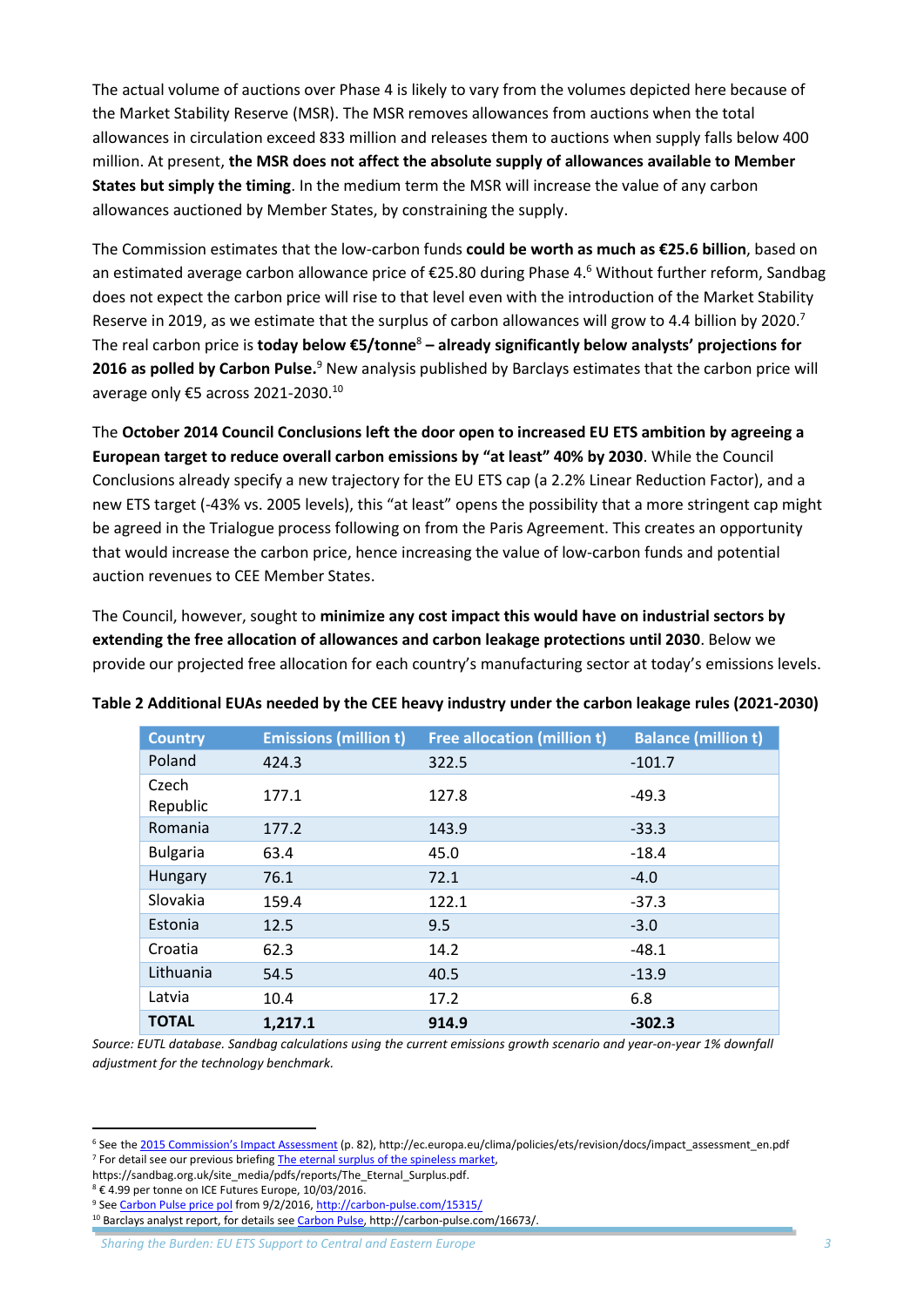The actual volume of auctions over Phase 4 is likely to vary from the volumes depicted here because of the Market Stability Reserve (MSR). The MSR removes allowances from auctions when the total allowances in circulation exceed 833 million and releases them to auctions when supply falls below 400 million. At present, **the MSR does not affect the absolute supply of allowances available to Member States but simply the timing**. In the medium term the MSR will increase the value of any carbon allowances auctioned by Member States, by constraining the supply.

The Commission estimates that the low-carbon funds **could be worth as much as €25.6 billion**, based on an estimated average carbon allowance price of €25.80 during Phase 4.[6] Without further reform, Sandbag does not expect the carbon price will rise to that level even with the introduction of the Market Stability Reserve in 2019, as we estimate that the surplus of carbon allowances will grow to 4.4 billion by 2020.[7] The real carbon price is **today below €5/tonne**[8] **– already significantly below analysts' projections for 2016 as polled by Carbon Pulse.**[9] New analysis published by Barclays estimates that the carbon price will average only €5 across 2021-2030.[10]

The **October 2014 Council Conclusions left the door open to increased EU ETS ambition by agreeing a European target to reduce overall carbon emissions by "at least" 40% by 2030**. While the Council Conclusions already specify a new trajectory for the EU ETS cap (a 2.2% Linear Reduction Factor), and a new ETS target (-43% vs. 2005 levels), this "at least" opens the possibility that a more stringent cap might be agreed in the Trialogue process following on from the Paris Agreement. This creates an opportunity that would increase the carbon price, hence increasing the value of low-carbon funds and potential auction revenues to CEE Member States.

The Council, however, sought to **minimize any cost impact this would have on industrial sectors by extending the free allocation of allowances and carbon leakage protections until 2030**. Below we provide our projected free allocation for each country's manufacturing sector at today's emissions levels.

**Table 2 Additional EUAs needed by the CEE heavy industry under the carbon leakage rules (2021-2030)**

| Country | Emissions (million t) | Free allocation (million t) | Balance (million t) |
|---|---|---|---|
| Poland | 424.3 | 322.5 | -101.7 |
| Czech Republic | 177.1 | 127.8 | -49.3 |
| Romania | 177.2 | 143.9 | -33.3 |
| Bulgaria | 63.4 | 45.0 | -18.4 |
| Hungary | 76.1 | 72.1 | -4.0 |
| Slovakia | 159.4 | 122.1 | -37.3 |
| Estonia | 12.5 | 9.5 | -3.0 |
| Croatia | 62.3 | 14.2 | -48.1 |
| Lithuania | 54.5 | 40.5 | -13.9 |
| Latvia | 10.4 | 17.2 | 6.8 |
| **TOTAL** | **1,217.1** | **914.9** | **-302.3** |

*Source: EUTL database. Sandbag calculations using the current emissions growth scenario and year-on-year 1% downfall adjustment for the technology benchmark.*

---

[6] See the 2015 Commission's Impact Assessment (p. 82), http://ec.europa.eu/clima/policies/ets/revision/docs/impact_assessment_en.pdf
[7] For detail see our previous briefing The eternal surplus of the spineless market, https://sandbag.org.uk/site_media/pdfs/reports/The_Eternal_Surplus.pdf.
[8] € 4.99 per tonne on ICE Futures Europe, 10/03/2016.
[9] See Carbon Pulse price pol from 9/2/2016, http://carbon-pulse.com/15315/
[10] Barclays analyst report, for details see Carbon Pulse, http://carbon-pulse.com/16673/.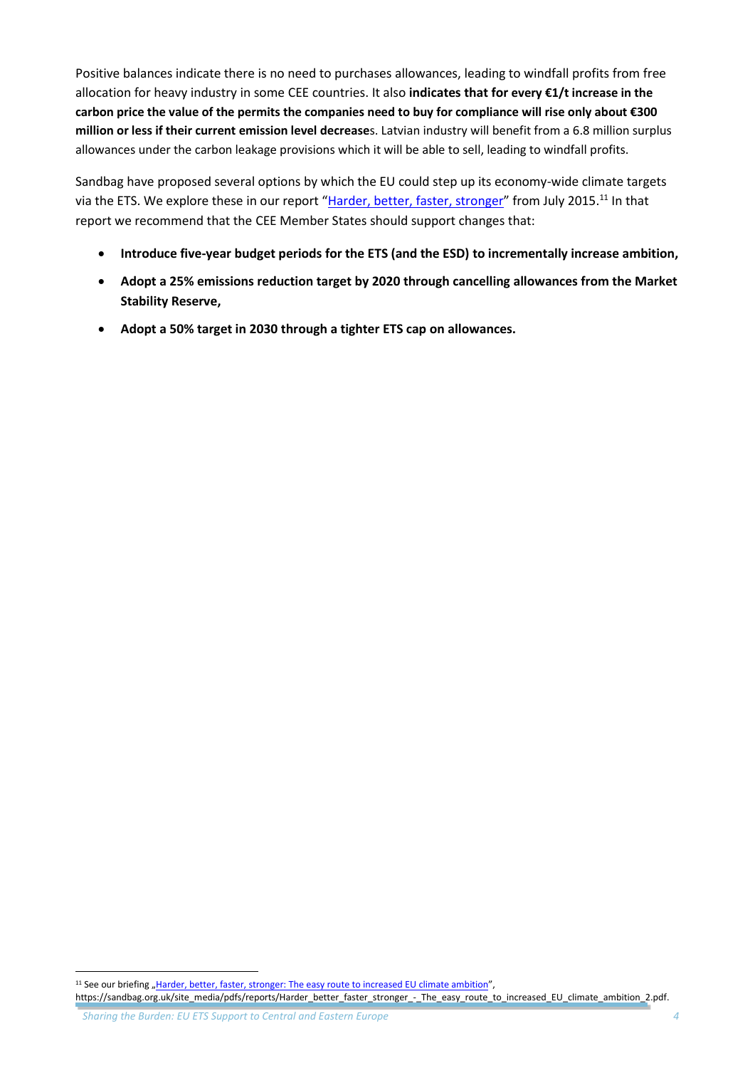Positive balances indicate there is no need to purchases allowances, leading to windfall profits from free allocation for heavy industry in some CEE countries. It also **indicates that for every €1/t increase in the carbon price the value of the permits the companies need to buy for compliance will rise only about €300 million or less if their current emission level decrease**s. Latvian industry will benefit from a 6.8 million surplus allowances under the carbon leakage provisions which it will be able to sell, leading to windfall profits.

Sandbag have proposed several options by which the EU could step up its economy-wide climate targets via the ETS. We explore these in our report "[Harder, better, faster, stronger](https://sandbag.org.uk/site_media/pdfs/reports/Harder_better_faster_stronger_-_The_easy_route_to_increased_EU_climate_ambition_2.pdf)" from July 2015.[11] In that report we recommend that the CEE Member States should support changes that:

- **Introduce five-year budget periods for the ETS (and the ESD) to incrementally increase ambition,**
- **Adopt a 25% emissions reduction target by 2020 through cancelling allowances from the Market Stability Reserve,**
- **Adopt a 50% target in 2030 through a tighter ETS cap on allowances.**

---

[11] See our briefing „[Harder, better, faster, stronger: The easy route to increased EU climate ambition](https://sandbag.org.uk/site_media/pdfs/reports/Harder_better_faster_stronger_-_The_easy_route_to_increased_EU_climate_ambition_2.pdf)", https://sandbag.org.uk/site_media/pdfs/reports/Harder_better_faster_stronger_-_The_easy_route_to_increased_EU_climate_ambition_2.pdf.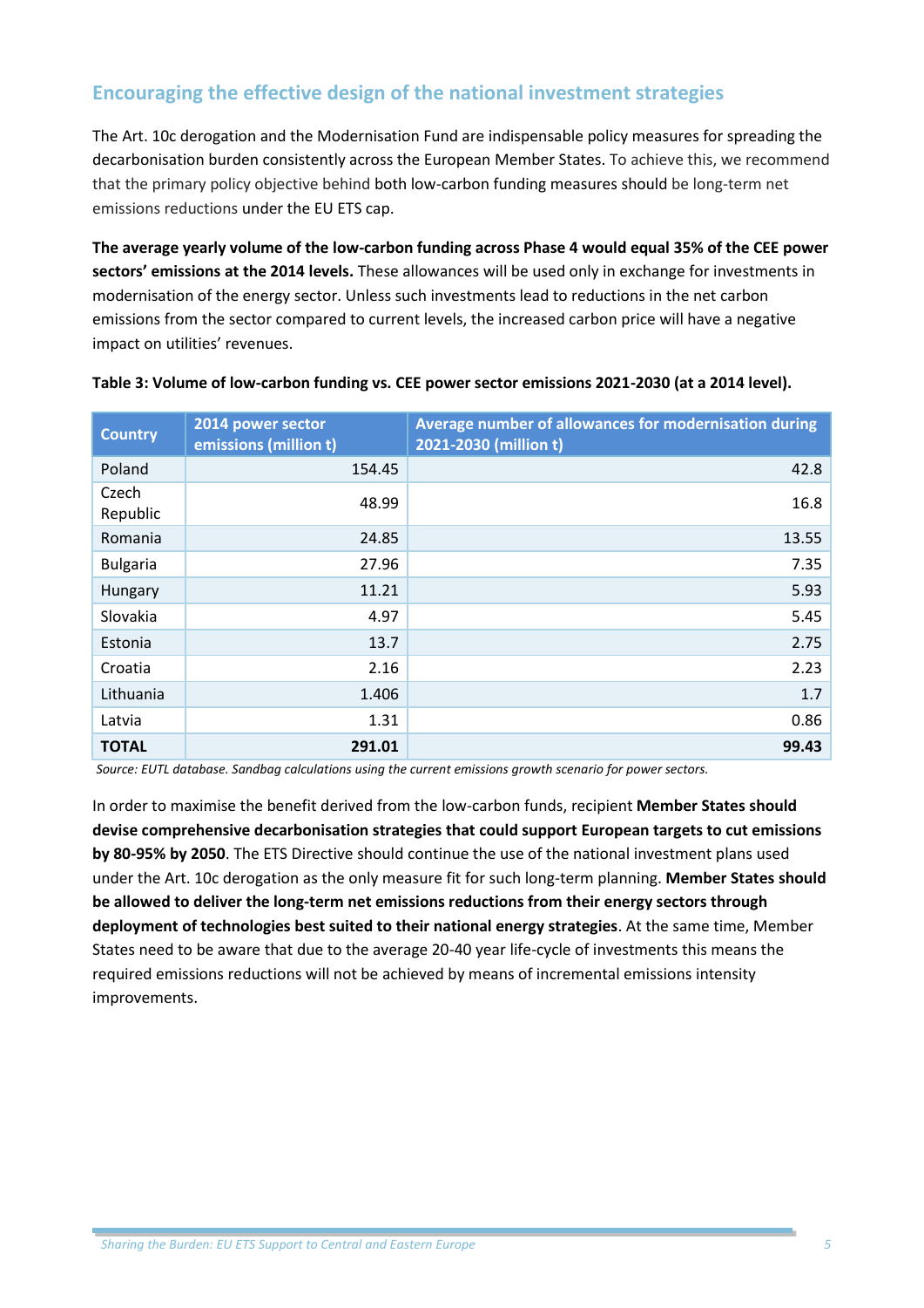## Encouraging the effective design of the national investment strategies

The Art. 10c derogation and the Modernisation Fund are indispensable policy measures for spreading the decarbonisation burden consistently across the European Member States. To achieve this, we recommend that the primary policy objective behind both low-carbon funding measures should be long-term net emissions reductions under the EU ETS cap.

**The average yearly volume of the low-carbon funding across Phase 4 would equal 35% of the CEE power sectors' emissions at the 2014 levels.** These allowances will be used only in exchange for investments in modernisation of the energy sector. Unless such investments lead to reductions in the net carbon emissions from the sector compared to current levels, the increased carbon price will have a negative impact on utilities' revenues.

**Table 3: Volume of low-carbon funding vs. CEE power sector emissions 2021-2030 (at a 2014 level).**

| Country | 2014 power sector emissions (million t) | Average number of allowances for modernisation during 2021-2030 (million t) |
|---|---|---|
| Poland | 154.45 | 42.8 |
| Czech Republic | 48.99 | 16.8 |
| Romania | 24.85 | 13.55 |
| Bulgaria | 27.96 | 7.35 |
| Hungary | 11.21 | 5.93 |
| Slovakia | 4.97 | 5.45 |
| Estonia | 13.7 | 2.75 |
| Croatia | 2.16 | 2.23 |
| Lithuania | 1.406 | 1.7 |
| Latvia | 1.31 | 0.86 |
| **TOTAL** | **291.01** | **99.43** |

*Source: EUTL database. Sandbag calculations using the current emissions growth scenario for power sectors.*

In order to maximise the benefit derived from the low-carbon funds, recipient **Member States should devise comprehensive decarbonisation strategies that could support European targets to cut emissions by 80-95% by 2050**. The ETS Directive should continue the use of the national investment plans used under the Art. 10c derogation as the only measure fit for such long-term planning. **Member States should be allowed to deliver the long-term net emissions reductions from their energy sectors through deployment of technologies best suited to their national energy strategies**. At the same time, Member States need to be aware that due to the average 20-40 year life-cycle of investments this means the required emissions reductions will not be achieved by means of incremental emissions intensity improvements.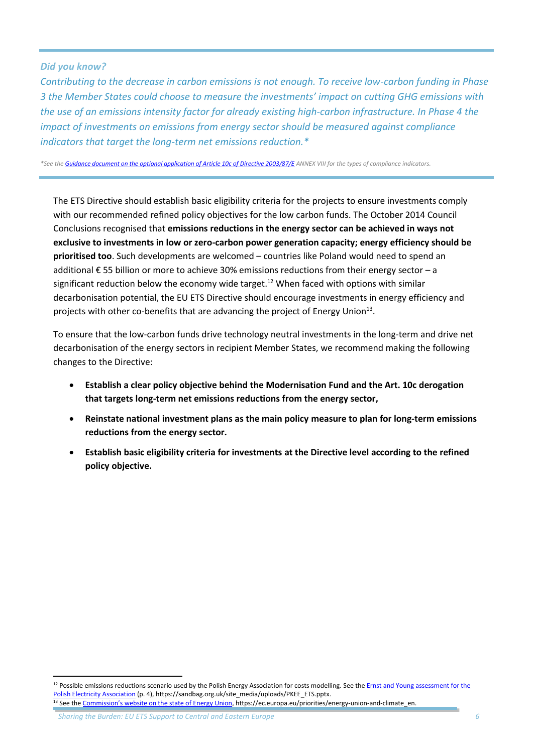*Did you know?*

*Contributing to the decrease in carbon emissions is not enough. To receive low-carbon funding in Phase 3 the Member States could choose to measure the investments' impact on cutting GHG emissions with the use of an emissions intensity factor for already existing high-carbon infrastructure. In Phase 4 the impact of investments on emissions from energy sector should be measured against compliance indicators that target the long-term net emissions reduction.**

*\*See the [Guidance document on the optional application of Article 10c of Directive 2003/87/E]() ANNEX VIII for the types of compliance indicators.*

The ETS Directive should establish basic eligibility criteria for the projects to ensure investments comply with our recommended refined policy objectives for the low carbon funds. The October 2014 Council Conclusions recognised that **emissions reductions in the energy sector can be achieved in ways not exclusive to investments in low or zero-carbon power generation capacity; energy efficiency should be prioritised too**. Such developments are welcomed – countries like Poland would need to spend an additional € 55 billion or more to achieve 30% emissions reductions from their energy sector – a significant reduction below the economy wide target.[12] When faced with options with similar decarbonisation potential, the EU ETS Directive should encourage investments in energy efficiency and projects with other co-benefits that are advancing the project of Energy Union[13].

To ensure that the low-carbon funds drive technology neutral investments in the long-term and drive net decarbonisation of the energy sectors in recipient Member States, we recommend making the following changes to the Directive:

- **Establish a clear policy objective behind the Modernisation Fund and the Art. 10c derogation that targets long-term net emissions reductions from the energy sector,**
- **Reinstate national investment plans as the main policy measure to plan for long-term emissions reductions from the energy sector.**
- **Establish basic eligibility criteria for investments at the Directive level according to the refined policy objective.**

---

[12] Possible emissions reductions scenario used by the Polish Energy Association for costs modelling. See the Ernst and Young assessment for the Polish Electricity Association (p. 4), https://sandbag.org.uk/site_media/uploads/PKEE_ETS.pptx.

[13] See the Commission's website on the state of Energy Union, https://ec.europa.eu/priorities/energy-union-and-climate_en.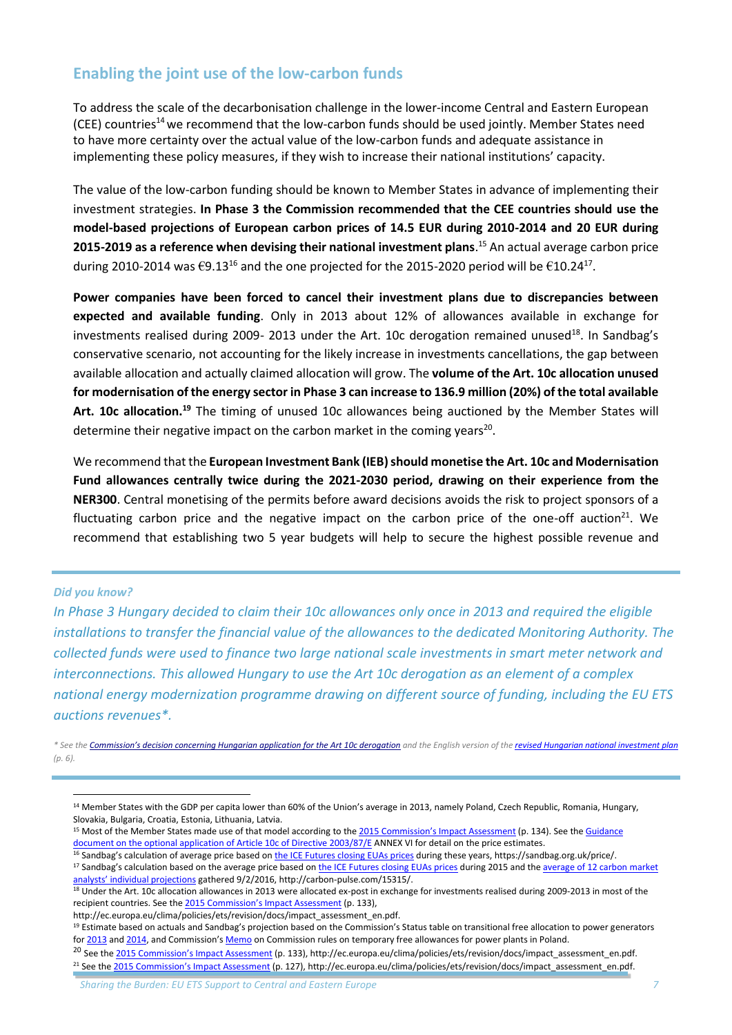## Enabling the joint use of the low-carbon funds

To address the scale of the decarbonisation challenge in the lower-income Central and Eastern European (CEE) countries[14] we recommend that the low-carbon funds should be used jointly. Member States need to have more certainty over the actual value of the low-carbon funds and adequate assistance in implementing these policy measures, if they wish to increase their national institutions' capacity.

The value of the low-carbon funding should be known to Member States in advance of implementing their investment strategies. **In Phase 3 the Commission recommended that the CEE countries should use the model-based projections of European carbon prices of 14.5 EUR during 2010-2014 and 20 EUR during 2015-2019 as a reference when devising their national investment plans**.[15] An actual average carbon price during 2010-2014 was €9.13[16] and the one projected for the 2015-2020 period will be €10.24[17].

**Power companies have been forced to cancel their investment plans due to discrepancies between expected and available funding**. Only in 2013 about 12% of allowances available in exchange for investments realised during 2009- 2013 under the Art. 10c derogation remained unused[18]. In Sandbag's conservative scenario, not accounting for the likely increase in investments cancellations, the gap between available allocation and actually claimed allocation will grow. The **volume of the Art. 10c allocation unused for modernisation of the energy sector in Phase 3 can increase to 136.9 million (20%) of the total available Art. 10c allocation.**[19] The timing of unused 10c allowances being auctioned by the Member States will determine their negative impact on the carbon market in the coming years[20].

We recommend that the **European Investment Bank (IEB) should monetise the Art. 10c and Modernisation Fund allowances centrally twice during the 2021-2030 period, drawing on their experience from the NER300**. Central monetising of the permits before award decisions avoids the risk to project sponsors of a fluctuating carbon price and the negative impact on the carbon price of the one-off auction[21]. We recommend that establishing two 5 year budgets will help to secure the highest possible revenue and

---

*Did you know?*

*In Phase 3 Hungary decided to claim their 10c allowances only once in 2013 and required the eligible installations to transfer the financial value of the allowances to the dedicated Monitoring Authority. The collected funds were used to finance two large national scale investments in smart meter network and interconnections. This allowed Hungary to use the Art 10c derogation as an element of a complex national energy modernization programme drawing on different source of funding, including the EU ETS auctions revenues\*.*

*\* See the Commission's decision concerning Hungarian application for the Art 10c derogation and the English version of the revised Hungarian national investment plan (p. 6).*

---

[14] Member States with the GDP per capita lower than 60% of the Union's average in 2013, namely Poland, Czech Republic, Romania, Hungary, Slovakia, Bulgaria, Croatia, Estonia, Lithuania, Latvia.

[15] Most of the Member States made use of that model according to the 2015 Commission's Impact Assessment (p. 134). See the Guidance document on the optional application of Article 10c of Directive 2003/87/E ANNEX VI for detail on the price estimates.

[16] Sandbag's calculation of average price based on the ICE Futures closing EUAs prices during these years, https://sandbag.org.uk/price/.

[17] Sandbag's calculation based on the average price based on the ICE Futures closing EUAs prices during 2015 and the average of 12 carbon market analysts' individual projections gathered 9/2/2016, http://carbon-pulse.com/15315/.

[18] Under the Art. 10c allocation allowances in 2013 were allocated ex-post in exchange for investments realised during 2009-2013 in most of the recipient countries. See the 2015 Commission's Impact Assessment (p. 133), http://ec.europa.eu/clima/policies/ets/revision/docs/impact_assessment_en.pdf.

[19] Estimate based on actuals and Sandbag's projection based on the Commission's Status table on transitional free allocation to power generators for 2013 and 2014, and Commission's Memo on Commission rules on temporary free allowances for power plants in Poland.

[20] See the 2015 Commission's Impact Assessment (p. 133), http://ec.europa.eu/clima/policies/ets/revision/docs/impact_assessment_en.pdf.

[21] See the 2015 Commission's Impact Assessment (p. 127), http://ec.europa.eu/clima/policies/ets/revision/docs/impact_assessment_en.pdf.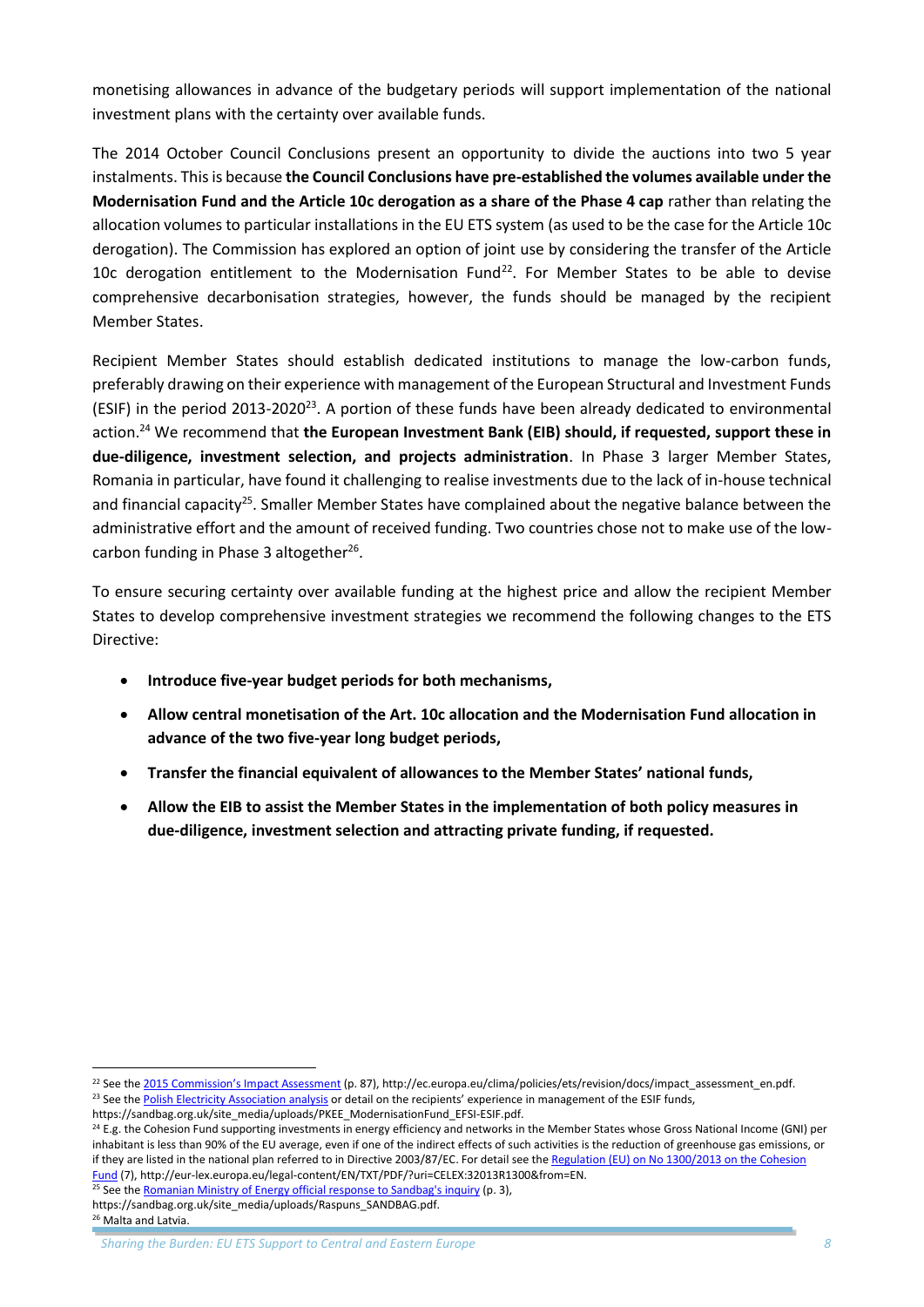monetising allowances in advance of the budgetary periods will support implementation of the national investment plans with the certainty over available funds.

The 2014 October Council Conclusions present an opportunity to divide the auctions into two 5 year instalments. This is because **the Council Conclusions have pre-established the volumes available under the Modernisation Fund and the Article 10c derogation as a share of the Phase 4 cap** rather than relating the allocation volumes to particular installations in the EU ETS system (as used to be the case for the Article 10c derogation). The Commission has explored an option of joint use by considering the transfer of the Article 10c derogation entitlement to the Modernisation Fund[22]. For Member States to be able to devise comprehensive decarbonisation strategies, however, the funds should be managed by the recipient Member States.

Recipient Member States should establish dedicated institutions to manage the low-carbon funds, preferably drawing on their experience with management of the European Structural and Investment Funds (ESIF) in the period 2013-2020[23]. A portion of these funds have been already dedicated to environmental action.[24] We recommend that **the European Investment Bank (EIB) should, if requested, support these in due-diligence, investment selection, and projects administration**. In Phase 3 larger Member States, Romania in particular, have found it challenging to realise investments due to the lack of in-house technical and financial capacity[25]. Smaller Member States have complained about the negative balance between the administrative effort and the amount of received funding. Two countries chose not to make use of the low-carbon funding in Phase 3 altogether[26].

To ensure securing certainty over available funding at the highest price and allow the recipient Member States to develop comprehensive investment strategies we recommend the following changes to the ETS Directive:

- **Introduce five-year budget periods for both mechanisms,**
- **Allow central monetisation of the Art. 10c allocation and the Modernisation Fund allocation in advance of the two five-year long budget periods,**
- **Transfer the financial equivalent of allowances to the Member States' national funds,**
- **Allow the EIB to assist the Member States in the implementation of both policy measures in due-diligence, investment selection and attracting private funding, if requested.**

---

[22] See the 2015 Commission's Impact Assessment (p. 87), http://ec.europa.eu/clima/policies/ets/revision/docs/impact_assessment_en.pdf.

[23] See the Polish Electricity Association analysis or detail on the recipients' experience in management of the ESIF funds, https://sandbag.org.uk/site_media/uploads/PKEE_ModernisationFund_EFSI-ESIF.pdf.

[24] E.g. the Cohesion Fund supporting investments in energy efficiency and networks in the Member States whose Gross National Income (GNI) per inhabitant is less than 90% of the EU average, even if one of the indirect effects of such activities is the reduction of greenhouse gas emissions, or if they are listed in the national plan referred to in Directive 2003/87/EC. For detail see the Regulation (EU) on No 1300/2013 on the Cohesion Fund (7), http://eur-lex.europa.eu/legal-content/EN/TXT/PDF/?uri=CELEX:32013R1300&from=EN.

[25] See the Romanian Ministry of Energy official response to Sandbag's inquiry (p. 3), https://sandbag.org.uk/site_media/uploads/Raspuns_SANDBAG.pdf.

[26] Malta and Latvia.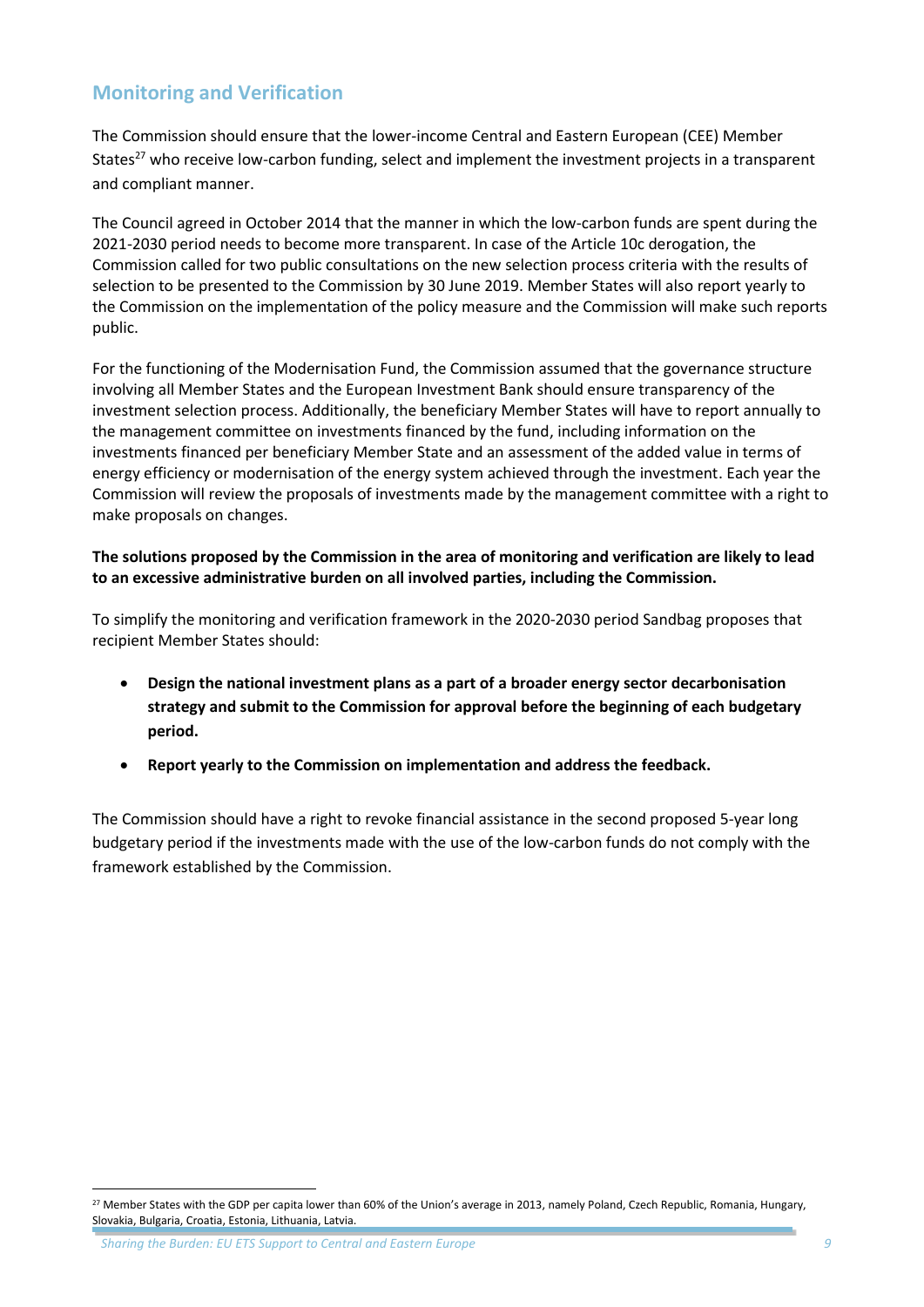## Monitoring and Verification

The Commission should ensure that the lower-income Central and Eastern European (CEE) Member States[27] who receive low-carbon funding, select and implement the investment projects in a transparent and compliant manner.

The Council agreed in October 2014 that the manner in which the low-carbon funds are spent during the 2021-2030 period needs to become more transparent. In case of the Article 10c derogation, the Commission called for two public consultations on the new selection process criteria with the results of selection to be presented to the Commission by 30 June 2019. Member States will also report yearly to the Commission on the implementation of the policy measure and the Commission will make such reports public.

For the functioning of the Modernisation Fund, the Commission assumed that the governance structure involving all Member States and the European Investment Bank should ensure transparency of the investment selection process. Additionally, the beneficiary Member States will have to report annually to the management committee on investments financed by the fund, including information on the investments financed per beneficiary Member State and an assessment of the added value in terms of energy efficiency or modernisation of the energy system achieved through the investment. Each year the Commission will review the proposals of investments made by the management committee with a right to make proposals on changes.

**The solutions proposed by the Commission in the area of monitoring and verification are likely to lead to an excessive administrative burden on all involved parties, including the Commission.**

To simplify the monitoring and verification framework in the 2020-2030 period Sandbag proposes that recipient Member States should:

- **Design the national investment plans as a part of a broader energy sector decarbonisation strategy and submit to the Commission for approval before the beginning of each budgetary period.**
- **Report yearly to the Commission on implementation and address the feedback.**

The Commission should have a right to revoke financial assistance in the second proposed 5-year long budgetary period if the investments made with the use of the low-carbon funds do not comply with the framework established by the Commission.

[27] Member States with the GDP per capita lower than 60% of the Union's average in 2013, namely Poland, Czech Republic, Romania, Hungary, Slovakia, Bulgaria, Croatia, Estonia, Lithuania, Latvia.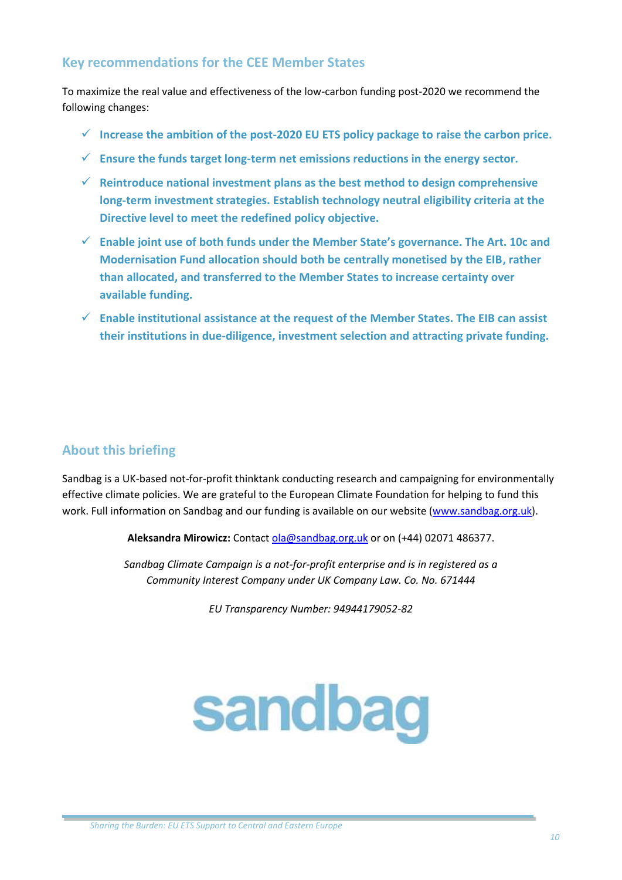## Key recommendations for the CEE Member States

To maximize the real value and effectiveness of the low-carbon funding post-2020 we recommend the following changes:

- ✓ **Increase the ambition of the post-2020 EU ETS policy package to raise the carbon price.**
- ✓ **Ensure the funds target long-term net emissions reductions in the energy sector.**
- ✓ **Reintroduce national investment plans as the best method to design comprehensive long-term investment strategies. Establish technology neutral eligibility criteria at the Directive level to meet the redefined policy objective.**
- ✓ **Enable joint use of both funds under the Member State's governance. The Art. 10c and Modernisation Fund allocation should both be centrally monetised by the EIB, rather than allocated, and transferred to the Member States to increase certainty over available funding.**
- ✓ **Enable institutional assistance at the request of the Member States. The EIB can assist their institutions in due-diligence, investment selection and attracting private funding.**

## About this briefing

Sandbag is a UK-based not-for-profit thinktank conducting research and campaigning for environmentally effective climate policies. We are grateful to the European Climate Foundation for helping to fund this work. Full information on Sandbag and our funding is available on our website (www.sandbag.org.uk).

**Aleksandra Mirowicz:** Contact ola@sandbag.org.uk or on (+44) 02071 486377.

*Sandbag Climate Campaign is a not-for-profit enterprise and is in registered as a Community Interest Company under UK Company Law. Co. No. 671444*

*EU Transparency Number: 94944179052-82*

sandbag